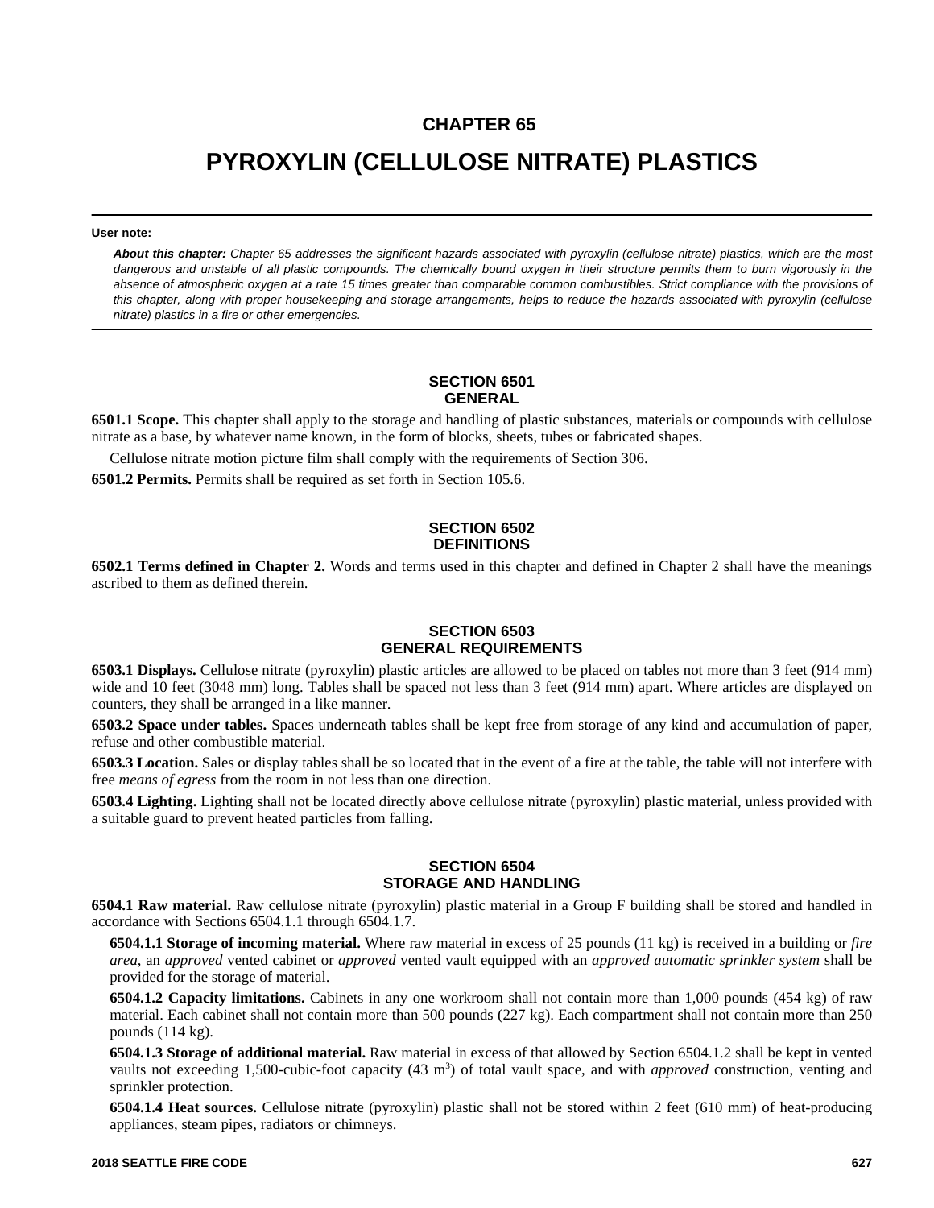# CHAPTER 65

# PYROXYLIN (CELLULOSE NITRATE) PLASTICS

**User note:**

***About this chapter:*** *Chapter 65 addresses the significant hazards associated with pyroxylin (cellulose nitrate) plastics, which are the most dangerous and unstable of all plastic compounds. The chemically bound oxygen in their structure permits them to burn vigorously in the absence of atmospheric oxygen at a rate 15 times greater than comparable common combustibles. Strict compliance with the provisions of this chapter, along with proper housekeeping and storage arrangements, helps to reduce the hazards associated with pyroxylin (cellulose nitrate) plastics in a fire or other emergencies.*

## SECTION 6501 GENERAL

**6501.1 Scope.** This chapter shall apply to the storage and handling of plastic substances, materials or compounds with cellulose nitrate as a base, by whatever name known, in the form of blocks, sheets, tubes or fabricated shapes.

Cellulose nitrate motion picture film shall comply with the requirements of Section 306.

**6501.2 Permits.** Permits shall be required as set forth in Section 105.6.

## SECTION 6502 DEFINITIONS

**6502.1 Terms defined in Chapter 2.** Words and terms used in this chapter and defined in Chapter 2 shall have the meanings ascribed to them as defined therein.

## SECTION 6503 GENERAL REQUIREMENTS

**6503.1 Displays.** Cellulose nitrate (pyroxylin) plastic articles are allowed to be placed on tables not more than 3 feet (914 mm) wide and 10 feet (3048 mm) long. Tables shall be spaced not less than 3 feet (914 mm) apart. Where articles are displayed on counters, they shall be arranged in a like manner.

**6503.2 Space under tables.** Spaces underneath tables shall be kept free from storage of any kind and accumulation of paper, refuse and other combustible material.

**6503.3 Location.** Sales or display tables shall be so located that in the event of a fire at the table, the table will not interfere with free *means of egress* from the room in not less than one direction.

**6503.4 Lighting.** Lighting shall not be located directly above cellulose nitrate (pyroxylin) plastic material, unless provided with a suitable guard to prevent heated particles from falling.

## SECTION 6504 STORAGE AND HANDLING

**6504.1 Raw material.** Raw cellulose nitrate (pyroxylin) plastic material in a Group F building shall be stored and handled in accordance with Sections 6504.1.1 through 6504.1.7.

**6504.1.1 Storage of incoming material.** Where raw material in excess of 25 pounds (11 kg) is received in a building or *fire area*, an *approved* vented cabinet or *approved* vented vault equipped with an *approved automatic sprinkler system* shall be provided for the storage of material.

**6504.1.2 Capacity limitations.** Cabinets in any one workroom shall not contain more than 1,000 pounds (454 kg) of raw material. Each cabinet shall not contain more than 500 pounds (227 kg). Each compartment shall not contain more than 250 pounds (114 kg).

**6504.1.3 Storage of additional material.** Raw material in excess of that allowed by Section 6504.1.2 shall be kept in vented vaults not exceeding 1,500-cubic-foot capacity (43 $m^3$) of total vault space, and with *approved* construction, venting and sprinkler protection.

**6504.1.4 Heat sources.** Cellulose nitrate (pyroxylin) plastic shall not be stored within 2 feet (610 mm) of heat-producing appliances, steam pipes, radiators or chimneys.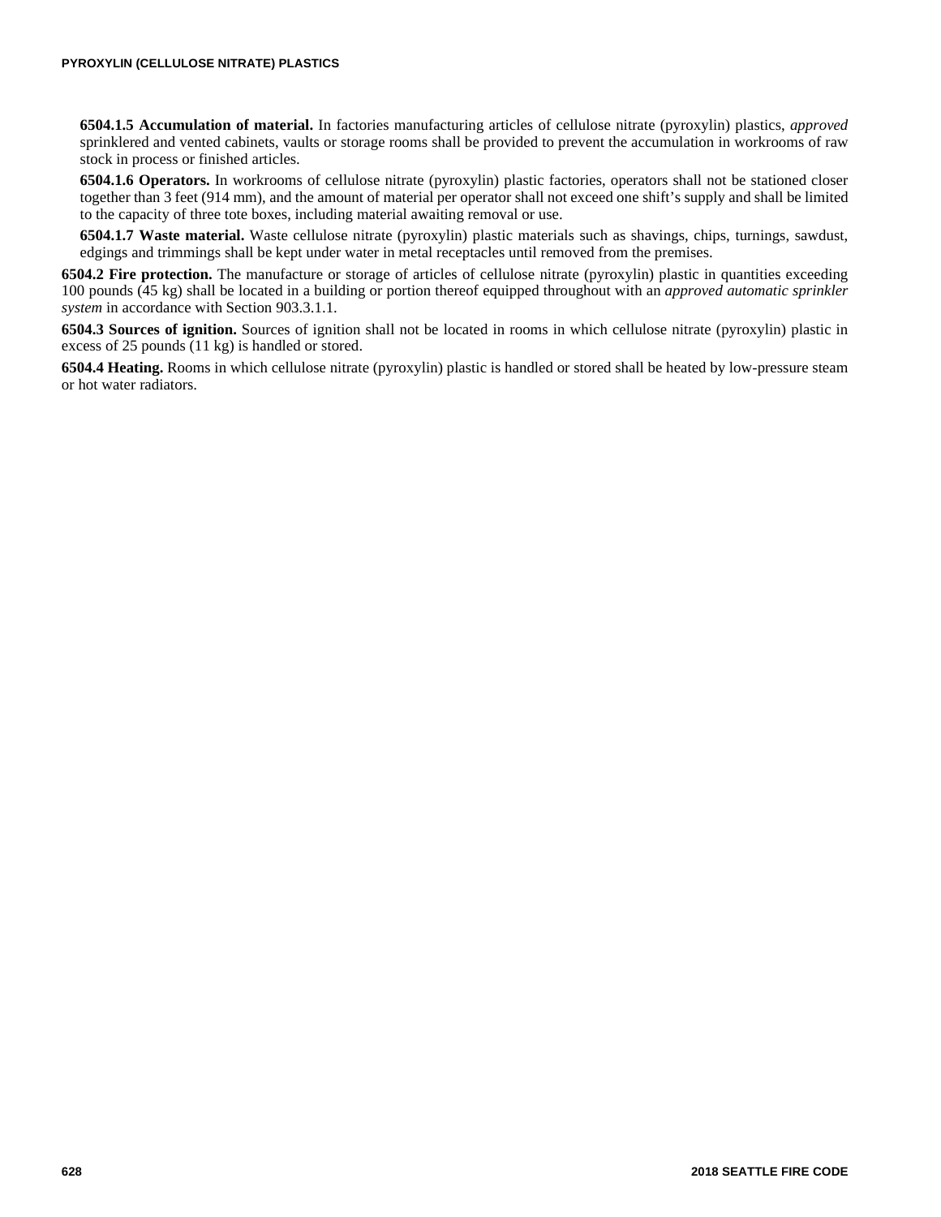**6504.1.5 Accumulation of material.** In factories manufacturing articles of cellulose nitrate (pyroxylin) plastics, *approved* sprinklered and vented cabinets, vaults or storage rooms shall be provided to prevent the accumulation in workrooms of raw stock in process or finished articles.

**6504.1.6 Operators.** In workrooms of cellulose nitrate (pyroxylin) plastic factories, operators shall not be stationed closer together than 3 feet (914 mm), and the amount of material per operator shall not exceed one shift's supply and shall be limited to the capacity of three tote boxes, including material awaiting removal or use.

**6504.1.7 Waste material.** Waste cellulose nitrate (pyroxylin) plastic materials such as shavings, chips, turnings, sawdust, edgings and trimmings shall be kept under water in metal receptacles until removed from the premises.

**6504.2 Fire protection.** The manufacture or storage of articles of cellulose nitrate (pyroxylin) plastic in quantities exceeding 100 pounds (45 kg) shall be located in a building or portion thereof equipped throughout with an *approved automatic sprinkler system* in accordance with Section 903.3.1.1.

**6504.3 Sources of ignition.** Sources of ignition shall not be located in rooms in which cellulose nitrate (pyroxylin) plastic in excess of 25 pounds (11 kg) is handled or stored.

**6504.4 Heating.** Rooms in which cellulose nitrate (pyroxylin) plastic is handled or stored shall be heated by low-pressure steam or hot water radiators.